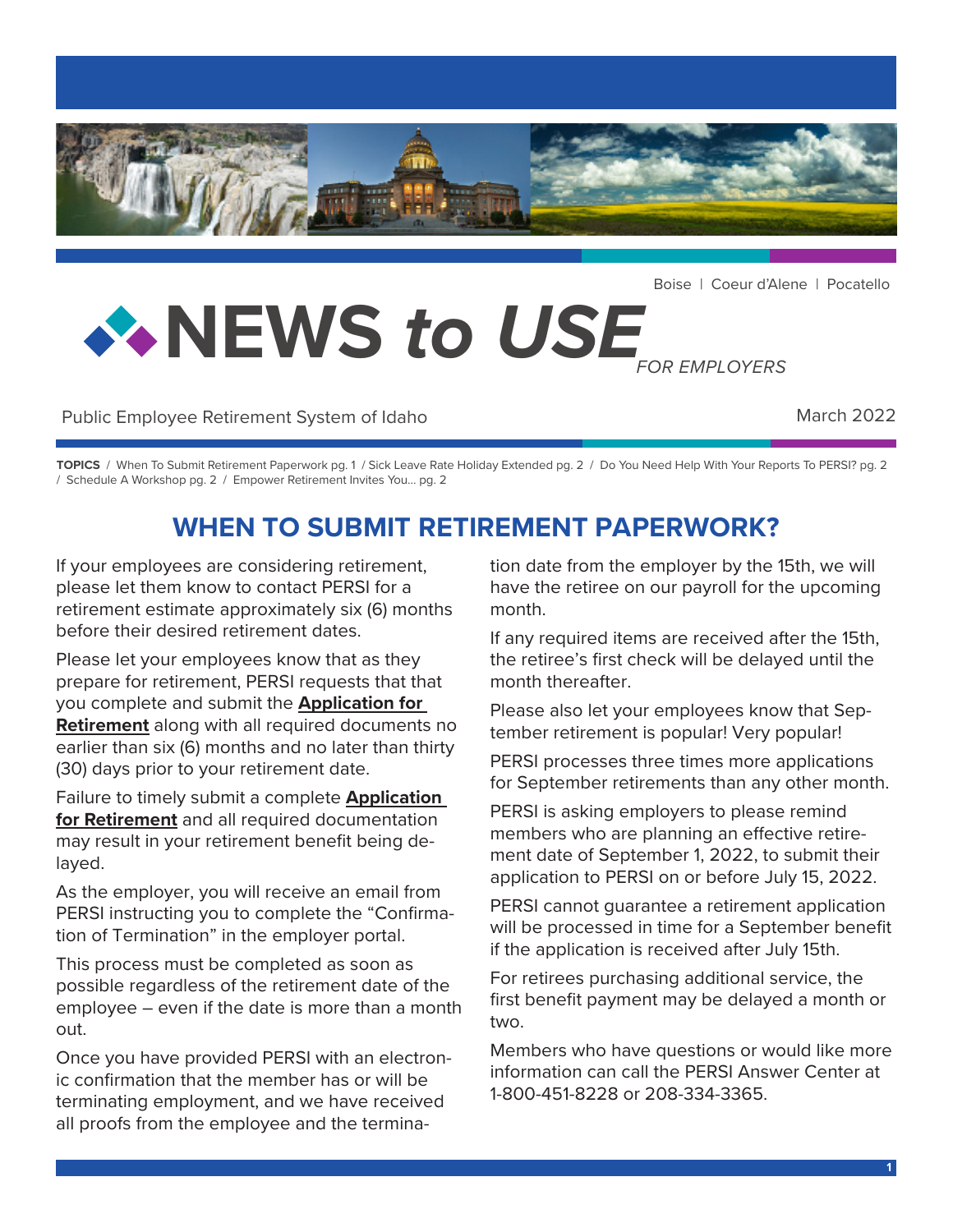Boise | Coeur d'Alene | Pocatello

# NEWS to USE *FOR EMPLOYERS*

Public Employee Retirement System of Idaho

March 2022

**TOPICS** / When To Submit Retirement Paperwork pg. 1 / Sick Leave Rate Holiday Extended pg. 2 / Do You Need Help With Your Reports To PERSI? pg. 2 / Schedule A Workshop pg. 2 / Empower Retirement Invites You... pg. 2

## WHEN TO SUBMIT RETIREMENT PAPERWORK?

If your employees are considering retirement, please let them know to contact PERSI for a retirement estimate approximately six (6) months before their desired retirement dates.

Please let your employees know that as they prepare for retirement, PERSI requests that that you complete and submit the **Application for Retirement** along with all required documents no earlier than six (6) months and no later than thirty (30) days prior to your retirement date.

Failure to timely submit a complete **Application for Retirement** and all required documentation may result in your retirement benefit being delayed.

As the employer, you will receive an email from PERSI instructing you to complete the "Confirmation of Termination" in the employer portal.

This process must be completed as soon as possible regardless of the retirement date of the employee – even if the date is more than a month out.

Once you have provided PERSI with an electronic confirmation that the member has or will be terminating employment, and we have received all proofs from the employee and the termination date from the employer by the 15th, we will have the retiree on our payroll for the upcoming month.

If any required items are received after the 15th, the retiree's first check will be delayed until the month thereafter.

Please also let your employees know that September retirement is popular! Very popular!

PERSI processes three times more applications for September retirements than any other month.

PERSI is asking employers to please remind members who are planning an effective retirement date of September 1, 2022, to submit their application to PERSI on or before July 15, 2022.

PERSI cannot guarantee a retirement application will be processed in time for a September benefit if the application is received after July 15th.

For retirees purchasing additional service, the first benefit payment may be delayed a month or two.

Members who have questions or would like more information can call the PERSI Answer Center at 1-800-451-8228 or 208-334-3365.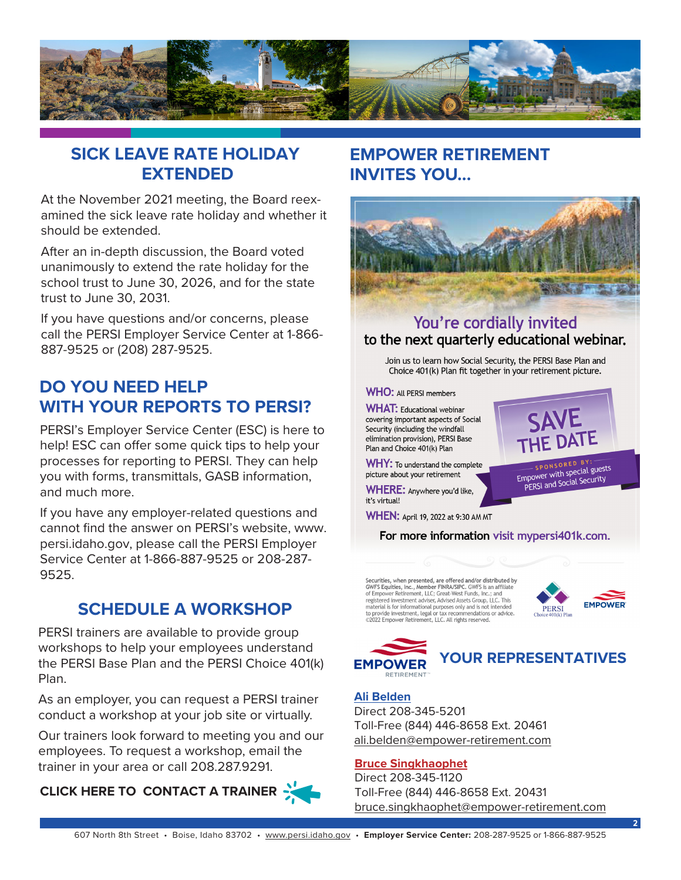## SICK LEAVE RATE HOLIDAY EXTENDED

At the November 2021 meeting, the Board reexamined the sick leave rate holiday and whether it should be extended.

After an in-depth discussion, the Board voted unanimously to extend the rate holiday for the school trust to June 30, 2026, and for the state trust to June 30, 2031.

If you have questions and/or concerns, please call the PERSI Employer Service Center at 1-866-887-9525 or (208) 287-9525.

## DO YOU NEED HELP WITH YOUR REPORTS TO PERSI?

PERSI's Employer Service Center (ESC) is here to help! ESC can offer some quick tips to help your processes for reporting to PERSI. They can help you with forms, transmittals, GASB information, and much more.

If you have any employer-related questions and cannot find the answer on PERSI's website, www.persi.idaho.gov, please call the PERSI Employer Service Center at 1-866-887-9525 or 208-287-9525.

## SCHEDULE A WORKSHOP

PERSI trainers are available to provide group workshops to help your employees understand the PERSI Base Plan and the PERSI Choice 401(k) Plan.

As an employer, you can request a PERSI trainer conduct a workshop at your job site or virtually.

Our trainers look forward to meeting you and our employees. To request a workshop, email the trainer in your area or call 208.287.9291.

**CLICK HERE TO CONTACT A TRAINER**

## EMPOWER RETIREMENT INVITES YOU...

**You're cordially invited to the next quarterly educational webinar.**

Join us to learn how Social Security, the PERSI Base Plan and Choice 401(k) Plan fit together in your retirement picture.

**WHO:** All PERSI members

**WHAT:** Educational webinar covering important aspects of Social Security (including the windfall elimination provision), PERSI Base Plan and Choice 401(k) Plan

**WHY:** To understand the complete picture about your retirement

**WHERE:** Anywhere you'd like, it's virtual!

**WHEN:** April 19, 2022 at 9:30 AM MT

**SAVE THE DATE**

SPONSORED BY: Empower with special guests PERSI and Social Security

**For more information visit mypersi401k.com.**

Securities, when presented, are offered and/or distributed by GWFS Equities, Inc., Member FINRA/SIPC. GWFS is an affiliate of Empower Retirement, LLC; Great-West Funds, Inc.; and registered investment adviser, Advised Assets Group, LLC. This material is for informational purposes only and is not intended to provide investment, legal or tax recommendations or advice. ©2022 Empower Retirement, LLC. All rights reserved.

PERSI Choice 401(k) Plan

EMPOWER

## YOUR REPRESENTATIVES

EMPOWER RETIREMENT

**Ali Belden**
Direct 208-345-5201
Toll-Free (844) 446-8658 Ext. 20461
ali.belden@empower-retirement.com

**Bruce Singkhaophet**
Direct 208-345-1120
Toll-Free (844) 446-8658 Ext. 20431
bruce.singkhaophet@empower-retirement.com

607 North 8th Street • Boise, Idaho 83702 • www.persi.idaho.gov • **Employer Service Center:** 208-287-9525 or 1-866-887-9525